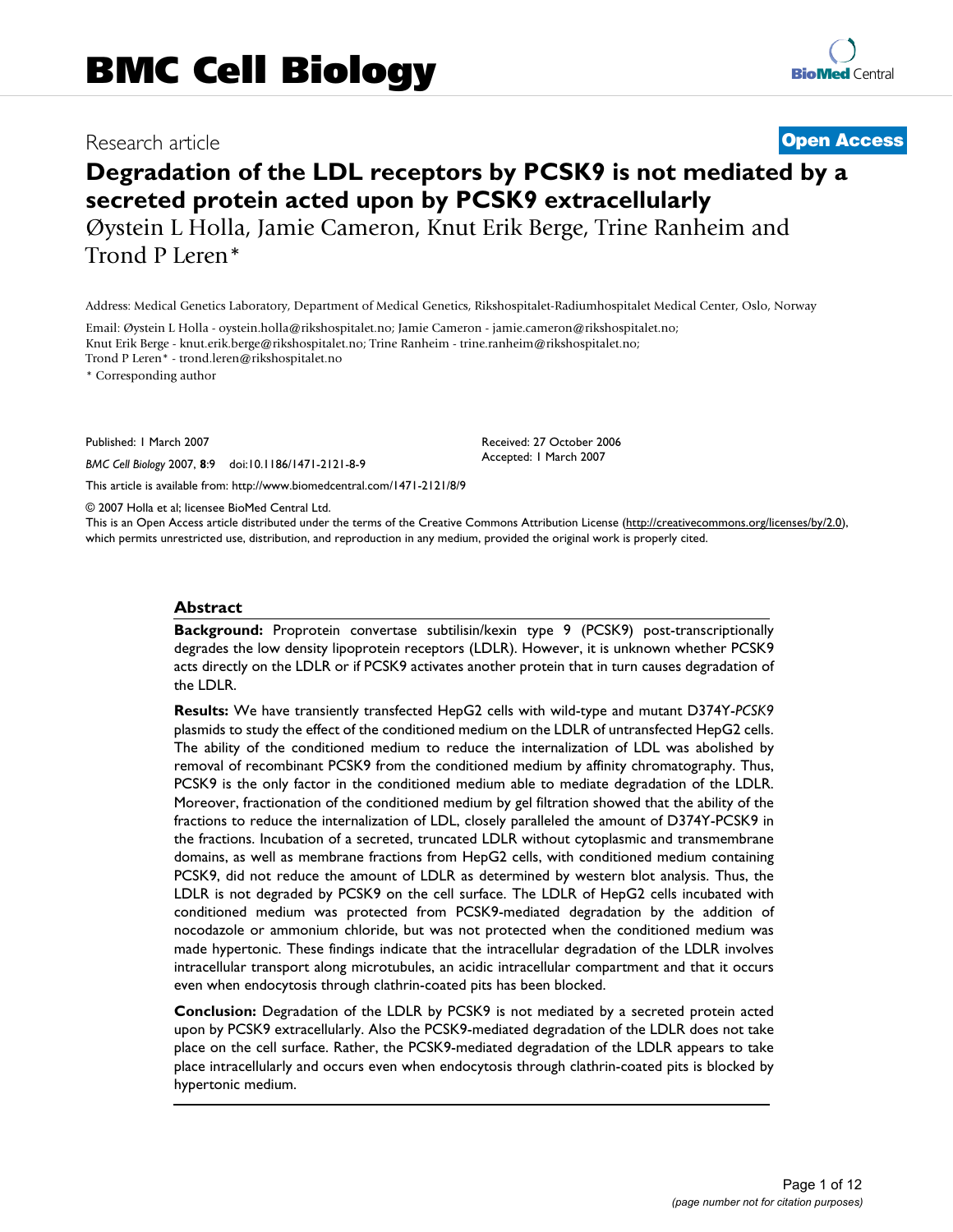# BMC Cell Biology

Research article **Open Access**

# Degradation of the LDL receptors by PCSK9 is not mediated by a secreted protein acted upon by PCSK9 extracellularly

Øystein L Holla, Jamie Cameron, Knut Erik Berge, Trine Ranheim and Trond P Leren*

Address: Medical Genetics Laboratory, Department of Medical Genetics, Rikshospitalet-Radiumhospitalet Medical Center, Oslo, Norway

Email: Øystein L Holla - oystein.holla@rikshospitalet.no; Jamie Cameron - jamie.cameron@rikshospitalet.no; Knut Erik Berge - knut.erik.berge@rikshospitalet.no; Trine Ranheim - trine.ranheim@rikshospitalet.no; Trond P Leren* - trond.leren@rikshospitalet.no

\* Corresponding author

Published: 1 March 2007

*BMC Cell Biology* 2007, **8**:9 doi:10.1186/1471-2121-8-9

Received: 27 October 2006
Accepted: 1 March 2007

This article is available from: http://www.biomedcentral.com/1471-2121/8/9

© 2007 Holla et al; licensee BioMed Central Ltd.

This is an Open Access article distributed under the terms of the Creative Commons Attribution License (http://creativecommons.org/licenses/by/2.0), which permits unrestricted use, distribution, and reproduction in any medium, provided the original work is properly cited.

## Abstract

**Background:** Proprotein convertase subtilisin/kexin type 9 (PCSK9) post-transcriptionally degrades the low density lipoprotein receptors (LDLR). However, it is unknown whether PCSK9 acts directly on the LDLR or if PCSK9 activates another protein that in turn causes degradation of the LDLR.

**Results:** We have transiently transfected HepG2 cells with wild-type and mutant D374Y-*PCSK9* plasmids to study the effect of the conditioned medium on the LDLR of untransfected HepG2 cells. The ability of the conditioned medium to reduce the internalization of LDL was abolished by removal of recombinant PCSK9 from the conditioned medium by affinity chromatography. Thus, PCSK9 is the only factor in the conditioned medium able to mediate degradation of the LDLR. Moreover, fractionation of the conditioned medium by gel filtration showed that the ability of the fractions to reduce the internalization of LDL, closely paralleled the amount of D374Y-PCSK9 in the fractions. Incubation of a secreted, truncated LDLR without cytoplasmic and transmembrane domains, as well as membrane fractions from HepG2 cells, with conditioned medium containing PCSK9, did not reduce the amount of LDLR as determined by western blot analysis. Thus, the LDLR is not degraded by PCSK9 on the cell surface. The LDLR of HepG2 cells incubated with conditioned medium was protected from PCSK9-mediated degradation by the addition of nocodazole or ammonium chloride, but was not protected when the conditioned medium was made hypertonic. These findings indicate that the intracellular degradation of the LDLR involves intracellular transport along microtubules, an acidic intracellular compartment and that it occurs even when endocytosis through clathrin-coated pits has been blocked.

**Conclusion:** Degradation of the LDLR by PCSK9 is not mediated by a secreted protein acted upon by PCSK9 extracellularly. Also the PCSK9-mediated degradation of the LDLR does not take place on the cell surface. Rather, the PCSK9-mediated degradation of the LDLR appears to take place intracellularly and occurs even when endocytosis through clathrin-coated pits is blocked by hypertonic medium.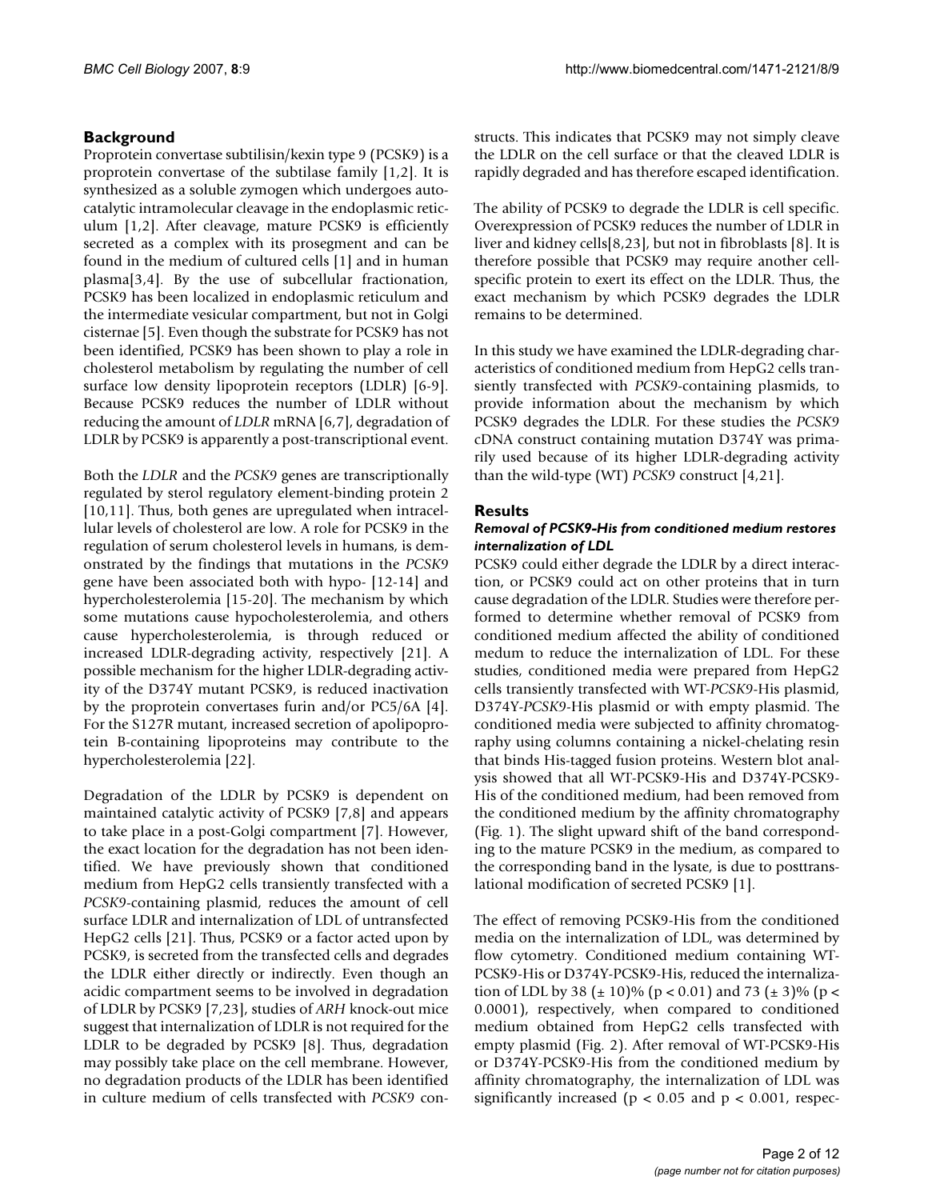## Background

Proprotein convertase subtilisin/kexin type 9 (PCSK9) is a proprotein convertase of the subtilase family [1,2]. It is synthesized as a soluble zymogen which undergoes autocatalytic intramolecular cleavage in the endoplasmic reticulum [1,2]. After cleavage, mature PCSK9 is efficiently secreted as a complex with its prosegment and can be found in the medium of cultured cells [1] and in human plasma[3,4]. By the use of subcellular fractionation, PCSK9 has been localized in endoplasmic reticulum and the intermediate vesicular compartment, but not in Golgi cisternae [5]. Even though the substrate for PCSK9 has not been identified, PCSK9 has been shown to play a role in cholesterol metabolism by regulating the number of cell surface low density lipoprotein receptors (LDLR) [6-9]. Because PCSK9 reduces the number of LDLR without reducing the amount of *LDLR* mRNA [6,7], degradation of LDLR by PCSK9 is apparently a post-transcriptional event.

Both the *LDLR* and the *PCSK9* genes are transcriptionally regulated by sterol regulatory element-binding protein 2 [10,11]. Thus, both genes are upregulated when intracellular levels of cholesterol are low. A role for PCSK9 in the regulation of serum cholesterol levels in humans, is demonstrated by the findings that mutations in the *PCSK9* gene have been associated both with hypo- [12-14] and hypercholesterolemia [15-20]. The mechanism by which some mutations cause hypocholesterolemia, and others cause hypercholesterolemia, is through reduced or increased LDLR-degrading activity, respectively [21]. A possible mechanism for the higher LDLR-degrading activity of the D374Y mutant PCSK9, is reduced inactivation by the proprotein convertases furin and/or PC5/6A [4]. For the S127R mutant, increased secretion of apolipoprotein B-containing lipoproteins may contribute to the hypercholesterolemia [22].

Degradation of the LDLR by PCSK9 is dependent on maintained catalytic activity of PCSK9 [7,8] and appears to take place in a post-Golgi compartment [7]. However, the exact location for the degradation has not been identified. We have previously shown that conditioned medium from HepG2 cells transiently transfected with a *PCSK9*-containing plasmid, reduces the amount of cell surface LDLR and internalization of LDL of untransfected HepG2 cells [21]. Thus, PCSK9 or a factor acted upon by PCSK9, is secreted from the transfected cells and degrades the LDLR either directly or indirectly. Even though an acidic compartment seems to be involved in degradation of LDLR by PCSK9 [7,23], studies of *ARH* knock-out mice suggest that internalization of LDLR is not required for the LDLR to be degraded by PCSK9 [8]. Thus, degradation may possibly take place on the cell membrane. However, no degradation products of the LDLR has been identified in culture medium of cells transfected with *PCSK9* constructs. This indicates that PCSK9 may not simply cleave the LDLR on the cell surface or that the cleaved LDLR is rapidly degraded and has therefore escaped identification.

The ability of PCSK9 to degrade the LDLR is cell specific. Overexpression of PCSK9 reduces the number of LDLR in liver and kidney cells[8,23], but not in fibroblasts [8]. It is therefore possible that PCSK9 may require another cell-specific protein to exert its effect on the LDLR. Thus, the exact mechanism by which PCSK9 degrades the LDLR remains to be determined.

In this study we have examined the LDLR-degrading characteristics of conditioned medium from HepG2 cells transiently transfected with *PCSK9*-containing plasmids, to provide information about the mechanism by which PCSK9 degrades the LDLR. For these studies the *PCSK9* cDNA construct containing mutation D374Y was primarily used because of its higher LDLR-degrading activity than the wild-type (WT) *PCSK9* construct [4,21].

## Results

### *Removal of PCSK9-His from conditioned medium restores internalization of LDL*

PCSK9 could either degrade the LDLR by a direct interaction, or PCSK9 could act on other proteins that in turn cause degradation of the LDLR. Studies were therefore performed to determine whether removal of PCSK9 from conditioned medium affected the ability of conditioned medum to reduce the internalization of LDL. For these studies, conditioned media were prepared from HepG2 cells transiently transfected with WT-*PCSK9*-His plasmid, D374Y-*PCSK9*-His plasmid or with empty plasmid. The conditioned media were subjected to affinity chromatography using columns containing a nickel-chelating resin that binds His-tagged fusion proteins. Western blot analysis showed that all WT-PCSK9-His and D374Y-PCSK9-His of the conditioned medium, had been removed from the conditioned medium by the affinity chromatography (Fig. 1). The slight upward shift of the band corresponding to the mature PCSK9 in the medium, as compared to the corresponding band in the lysate, is due to posttranslational modification of secreted PCSK9 [1].

The effect of removing PCSK9-His from the conditioned media on the internalization of LDL, was determined by flow cytometry. Conditioned medium containing WT-PCSK9-His or D374Y-PCSK9-His, reduced the internalization of LDL by 38 (± 10)% ($p < 0.01$) and 73 (± 3)% ($p < 0.0001$), respectively, when compared to conditioned medium obtained from HepG2 cells transfected with empty plasmid (Fig. 2). After removal of WT-PCSK9-His or D374Y-PCSK9-His from the conditioned medium by affinity chromatography, the internalization of LDL was significantly increased ($p < 0.05$ and $p < 0.001$, respec-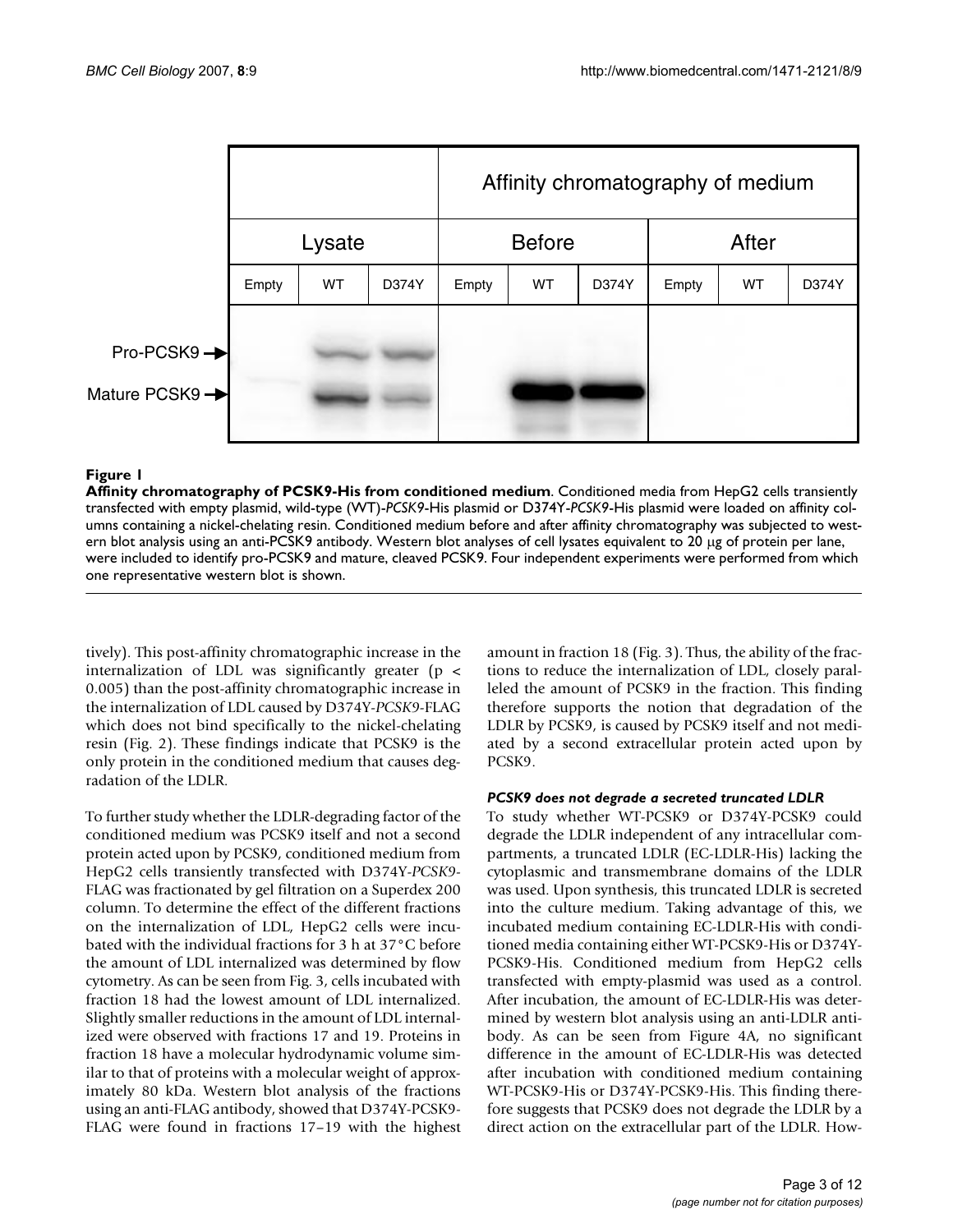**Figure 1**

**Affinity chromatography of PCSK9-His from conditioned medium**. Conditioned media from HepG2 cells transiently transfected with empty plasmid, wild-type (WT)-*PCSK9*-His plasmid or D374Y-*PCSK9*-His plasmid were loaded on affinity columns containing a nickel-chelating resin. Conditioned medium before and after affinity chromatography was subjected to western blot analysis using an anti-PCSK9 antibody. Western blot analyses of cell lysates equivalent to 20 μg of protein per lane, were included to identify pro-PCSK9 and mature, cleaved PCSK9. Four independent experiments were performed from which one representative western blot is shown.

tively). This post-affinity chromatographic increase in the internalization of LDL was significantly greater ($p < 0.005$) than the post-affinity chromatographic increase in the internalization of LDL caused by D374Y-*PCSK9*-FLAG which does not bind specifically to the nickel-chelating resin (Fig. 2). These findings indicate that PCSK9 is the only protein in the conditioned medium that causes degradation of the LDLR.

To further study whether the LDLR-degrading factor of the conditioned medium was PCSK9 itself and not a second protein acted upon by PCSK9, conditioned medium from HepG2 cells transiently transfected with D374Y-*PCSK9*-FLAG was fractionated by gel filtration on a Superdex 200 column. To determine the effect of the different fractions on the internalization of LDL, HepG2 cells were incubated with the individual fractions for 3 h at 37°C before the amount of LDL internalized was determined by flow cytometry. As can be seen from Fig. 3, cells incubated with fraction 18 had the lowest amount of LDL internalized. Slightly smaller reductions in the amount of LDL internalized were observed with fractions 17 and 19. Proteins in fraction 18 have a molecular hydrodynamic volume similar to that of proteins with a molecular weight of approximately 80 kDa. Western blot analysis of the fractions using an anti-FLAG antibody, showed that D374Y-PCSK9-FLAG were found in fractions 17–19 with the highest amount in fraction 18 (Fig. 3). Thus, the ability of the fractions to reduce the internalization of LDL, closely paralleled the amount of PCSK9 in the fraction. This finding therefore supports the notion that degradation of the LDLR by PCSK9, is caused by PCSK9 itself and not mediated by a second extracellular protein acted upon by PCSK9.

### *PCSK9 does not degrade a secreted truncated LDLR*

To study whether WT-PCSK9 or D374Y-PCSK9 could degrade the LDLR independent of any intracellular compartments, a truncated LDLR (EC-LDLR-His) lacking the cytoplasmic and transmembrane domains of the LDLR was used. Upon synthesis, this truncated LDLR is secreted into the culture medium. Taking advantage of this, we incubated medium containing EC-LDLR-His with conditioned media containing either WT-PCSK9-His or D374Y-PCSK9-His. Conditioned medium from HepG2 cells transfected with empty-plasmid was used as a control. After incubation, the amount of EC-LDLR-His was determined by western blot analysis using an anti-LDLR antibody. As can be seen from Figure 4A, no significant difference in the amount of EC-LDLR-His was detected after incubation with conditioned medium containing WT-PCSK9-His or D374Y-PCSK9-His. This finding therefore suggests that PCSK9 does not degrade the LDLR by a direct action on the extracellular part of the LDLR. How-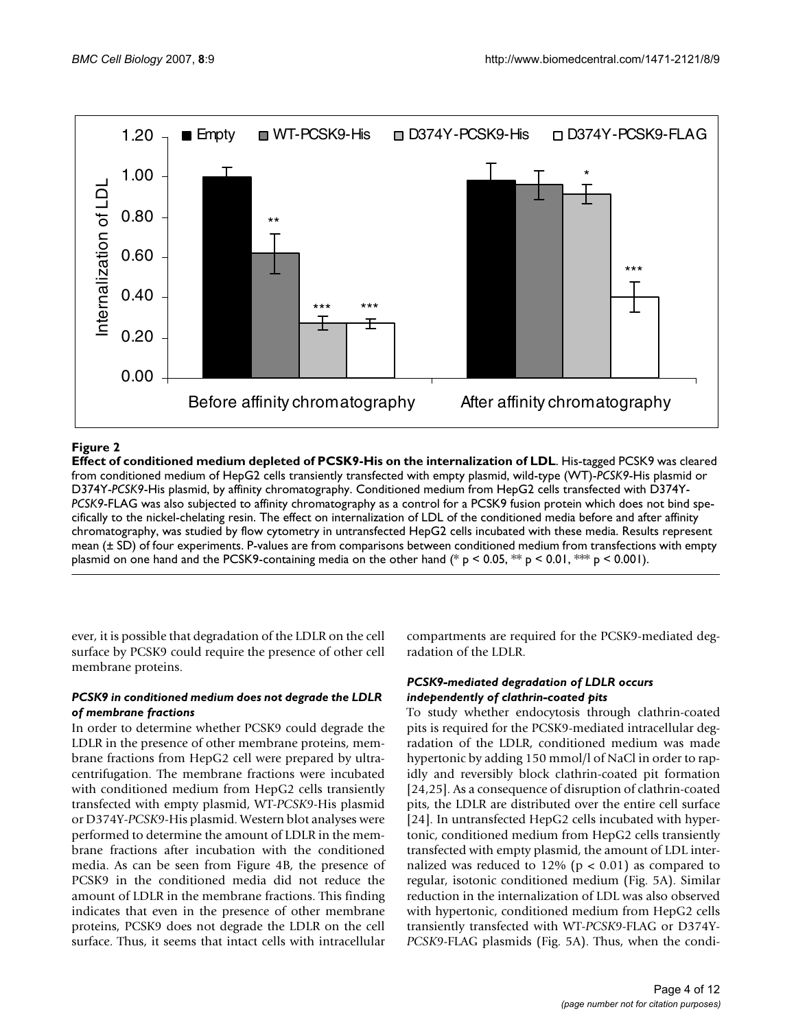**Figure 2**

**Effect of conditioned medium depleted of PCSK9-His on the internalization of LDL**. His-tagged PCSK9 was cleared from conditioned medium of HepG2 cells transiently transfected with empty plasmid, wild-type (WT)-*PCSK9*-His plasmid or D374Y-*PCSK9*-His plasmid, by affinity chromatography. Conditioned medium from HepG2 cells transfected with D374Y-*PCSK9*-FLAG was also subjected to affinity chromatography as a control for a PCSK9 fusion protein which does not bind specifically to the nickel-chelating resin. The effect on internalization of LDL of the conditioned media before and after affinity chromatography, was studied by flow cytometry in untransfected HepG2 cells incubated with these media. Results represent mean (± SD) of four experiments. P-values are from comparisons between conditioned medium from transfections with empty plasmid on one hand and the PCSK9-containing media on the other hand (* $p < 0.05$, ** $p < 0.01$, *** $p < 0.001$).

ever, it is possible that degradation of the LDLR on the cell surface by PCSK9 could require the presence of other cell membrane proteins.

### *PCSK9 in conditioned medium does not degrade the LDLR of membrane fractions*

In order to determine whether PCSK9 could degrade the LDLR in the presence of other membrane proteins, membrane fractions from HepG2 cell were prepared by ultracentrifugation. The membrane fractions were incubated with conditioned medium from HepG2 cells transiently transfected with empty plasmid, WT-*PCSK9*-His plasmid or D374Y-*PCSK9*-His plasmid. Western blot analyses were performed to determine the amount of LDLR in the membrane fractions after incubation with the conditioned media. As can be seen from Figure 4B, the presence of PCSK9 in the conditioned media did not reduce the amount of LDLR in the membrane fractions. This finding indicates that even in the presence of other membrane proteins, PCSK9 does not degrade the LDLR on the cell surface. Thus, it seems that intact cells with intracellular compartments are required for the PCSK9-mediated degradation of the LDLR.

### *PCSK9-mediated degradation of LDLR occurs independently of clathrin-coated pits*

To study whether endocytosis through clathrin-coated pits is required for the PCSK9-mediated intracellular degradation of the LDLR, conditioned medium was made hypertonic by adding 150 mmol/l of NaCl in order to rapidly and reversibly block clathrin-coated pit formation [24,25]. As a consequence of disruption of clathrin-coated pits, the LDLR are distributed over the entire cell surface [24]. In untransfected HepG2 cells incubated with hypertonic, conditioned medium from HepG2 cells transiently transfected with empty plasmid, the amount of LDL internalized was reduced to 12% ($p < 0.01$) as compared to regular, isotonic conditioned medium (Fig. 5A). Similar reduction in the internalization of LDL was also observed with hypertonic, conditioned medium from HepG2 cells transiently transfected with WT-*PCSK9*-FLAG or D374Y-*PCSK9*-FLAG plasmids (Fig. 5A). Thus, when the condi-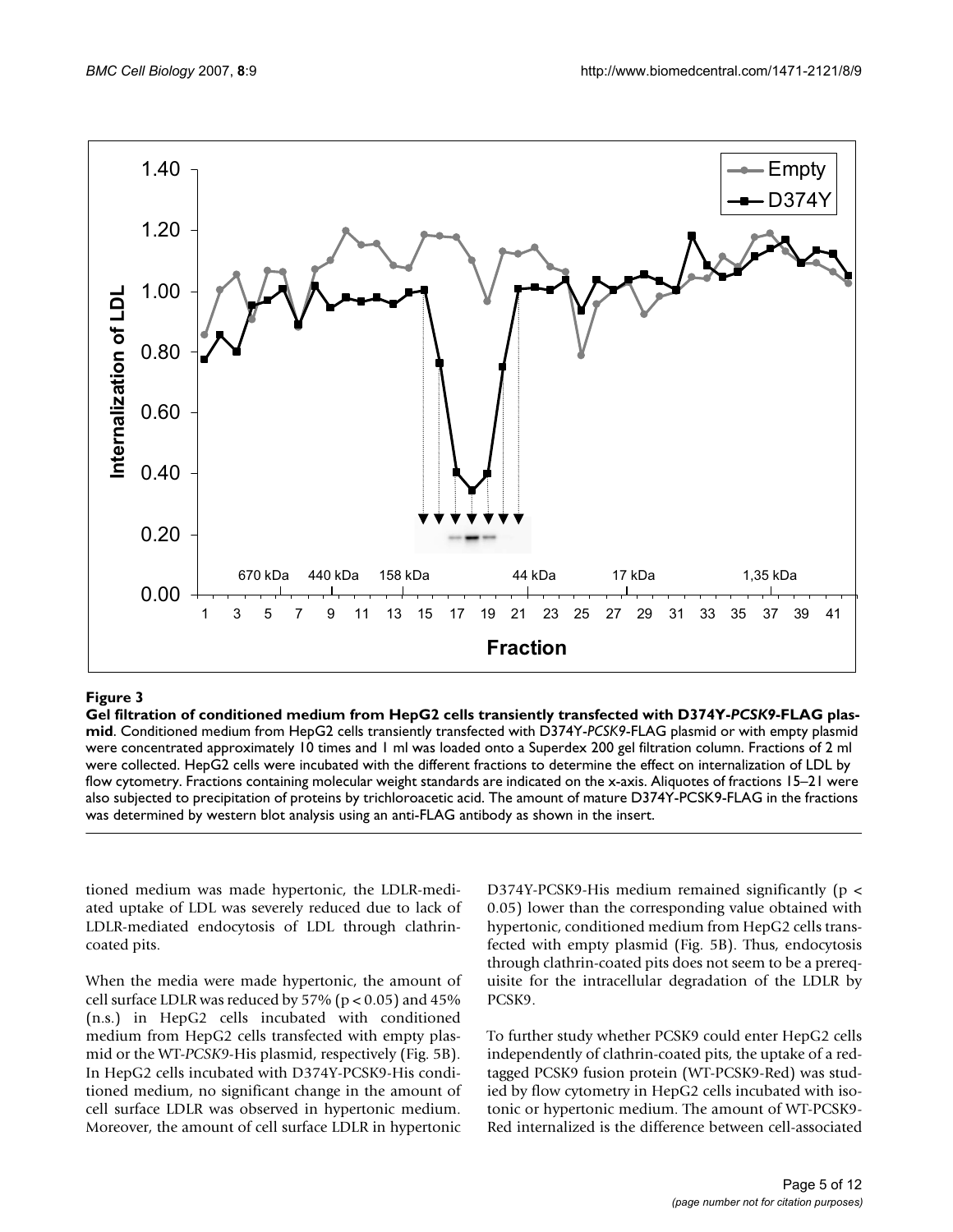**Figure 3**

**Gel filtration of conditioned medium from HepG2 cells transiently transfected with D374Y-*PCSK9*-FLAG plasmid**. Conditioned medium from HepG2 cells transiently transfected with D374Y-*PCSK9*-FLAG plasmid or with empty plasmid were concentrated approximately 10 times and 1 ml was loaded onto a Superdex 200 gel filtration column. Fractions of 2 ml were collected. HepG2 cells were incubated with the different fractions to determine the effect on internalization of LDL by flow cytometry. Fractions containing molecular weight standards are indicated on the x-axis. Aliquotes of fractions 15–21 were also subjected to precipitation of proteins by trichloroacetic acid. The amount of mature D374Y-PCSK9-FLAG in the fractions was determined by western blot analysis using an anti-FLAG antibody as shown in the insert.

tioned medium was made hypertonic, the LDLR-mediated uptake of LDL was severely reduced due to lack of LDLR-mediated endocytosis of LDL through clathrin-coated pits.

When the media were made hypertonic, the amount of cell surface LDLR was reduced by 57% ($p < 0.05$) and 45% (n.s.) in HepG2 cells incubated with conditioned medium from HepG2 cells transfected with empty plasmid or the WT-*PCSK9*-His plasmid, respectively (Fig. 5B). In HepG2 cells incubated with D374Y-PCSK9-His conditioned medium, no significant change in the amount of cell surface LDLR was observed in hypertonic medium. Moreover, the amount of cell surface LDLR in hypertonic D374Y-PCSK9-His medium remained significantly ($p < 0.05$) lower than the corresponding value obtained with hypertonic, conditioned medium from HepG2 cells transfected with empty plasmid (Fig. 5B). Thus, endocytosis through clathrin-coated pits does not seem to be a prerequisite for the intracellular degradation of the LDLR by PCSK9.

To further study whether PCSK9 could enter HepG2 cells independently of clathrin-coated pits, the uptake of a red-tagged PCSK9 fusion protein (WT-PCSK9-Red) was studied by flow cytometry in HepG2 cells incubated with isotonic or hypertonic medium. The amount of WT-PCSK9-Red internalized is the difference between cell-associated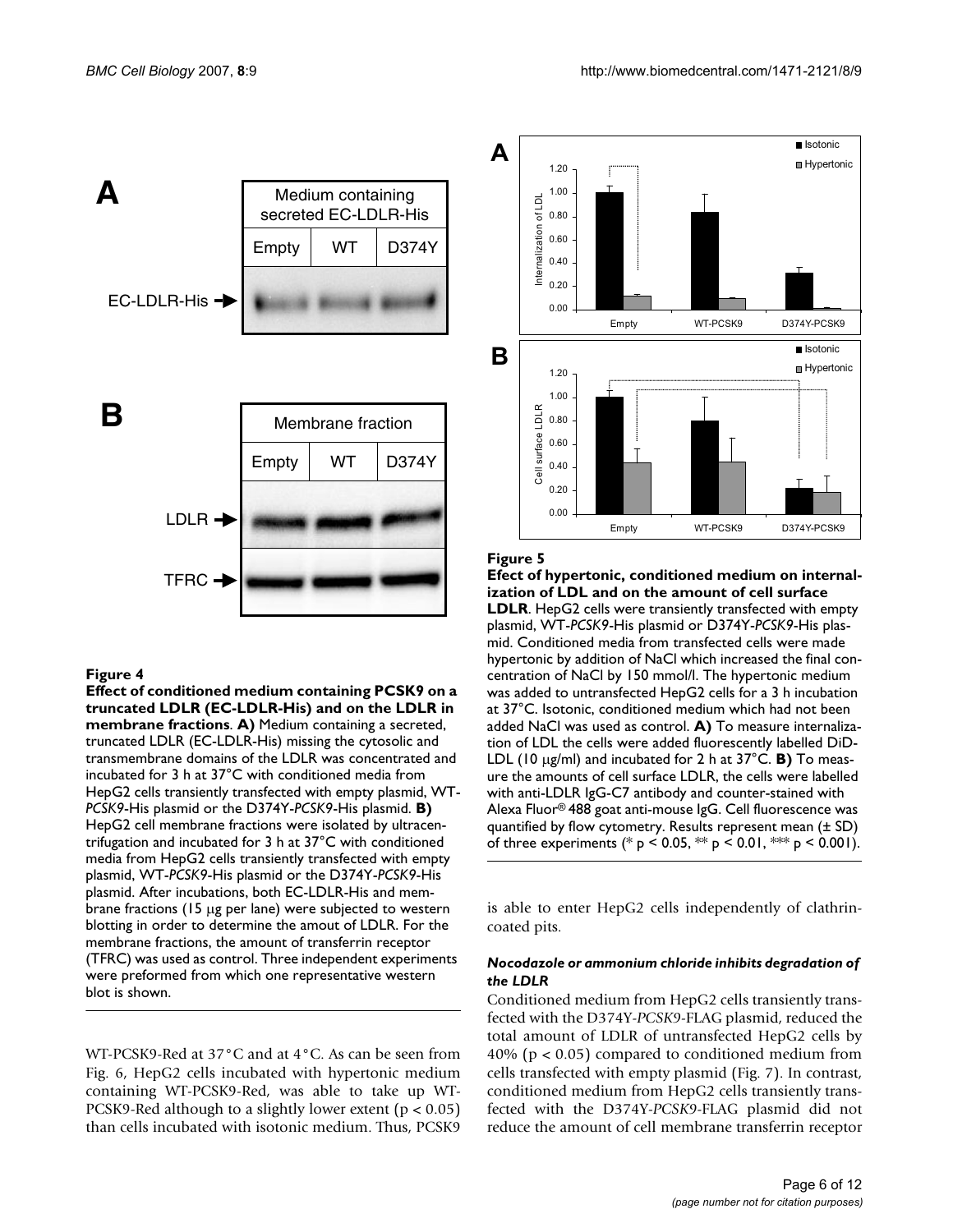**Figure 4**

**Effect of conditioned medium containing PCSK9 on a truncated LDLR (EC-LDLR-His) and on the LDLR in membrane fractions**. **A)** Medium containing a secreted, truncated LDLR (EC-LDLR-His) missing the cytosolic and transmembrane domains of the LDLR was concentrated and incubated for 3 h at 37°C with conditioned media from HepG2 cells transiently transfected with empty plasmid, WT-*PCSK9*-His plasmid or the D374Y-*PCSK9*-His plasmid. **B)** HepG2 cell membrane fractions were isolated by ultracentrifugation and incubated for 3 h at 37°C with conditioned media from HepG2 cells transiently transfected with empty plasmid, WT-*PCSK9*-His plasmid or the D374Y-*PCSK9*-His plasmid. After incubations, both EC-LDLR-His and membrane fractions (15 μg per lane) were subjected to western blotting in order to determine the amout of LDLR. For the membrane fractions, the amount of transferrin receptor (TFRC) was used as control. Three independent experiments were preformed from which one representative western blot is shown.

WT-PCSK9-Red at 37°C and at 4°C. As can be seen from Fig. 6, HepG2 cells incubated with hypertonic medium containing WT-PCSK9-Red, was able to take up WT-PCSK9-Red although to a slightly lower extent ($p < 0.05$) than cells incubated with isotonic medium. Thus, PCSK9 is able to enter HepG2 cells independently of clathrin-coated pits.

**Figure 5**

**Efect of hypertonic, conditioned medium on internalization of LDL and on the amount of cell surface LDLR**. HepG2 cells were transiently transfected with empty plasmid, WT-*PCSK9*-His plasmid or D374Y-*PCSK9*-His plasmid. Conditioned media from transfected cells were made hypertonic by addition of NaCl which increased the final concentration of NaCl by 150 mmol/l. The hypertonic medium was added to untransfected HepG2 cells for a 3 h incubation at 37°C. Isotonic, conditioned medium which had not been added NaCl was used as control. **A)** To measure internalization of LDL the cells were added fluorescently labelled DiD-LDL (10 μg/ml) and incubated for 2 h at 37°C. **B)** To measure the amounts of cell surface LDLR, the cells were labelled with anti-LDLR IgG-C7 antibody and counter-stained with Alexa Fluor® 488 goat anti-mouse IgG. Cell fluorescence was quantified by flow cytometry. Results represent mean (± SD) of three experiments (* $p < 0.05$, ** $p < 0.01$, *** $p < 0.001$).

### *Nocodazole or ammonium chloride inhibits degradation of the LDLR*

Conditioned medium from HepG2 cells transiently transfected with the D374Y-*PCSK9*-FLAG plasmid, reduced the total amount of LDLR of untransfected HepG2 cells by 40% ($p < 0.05$) compared to conditioned medium from cells transfected with empty plasmid (Fig. 7). In contrast, conditioned medium from HepG2 cells transiently transfected with the D374Y-*PCSK9*-FLAG plasmid did not reduce the amount of cell membrane transferrin receptor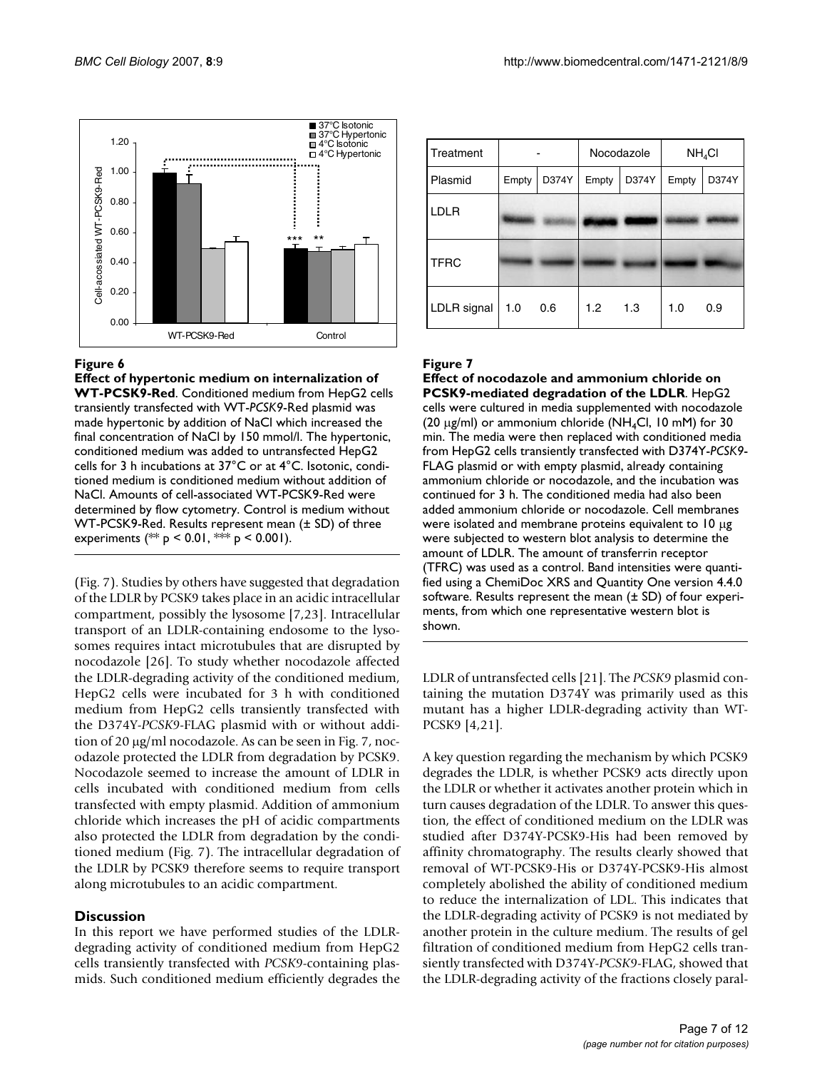**Figure 6**

**Effect of hypertonic medium on internalization of WT-PCSK9-Red**. Conditioned medium from HepG2 cells transiently transfected with WT-*PCSK9*-Red plasmid was made hypertonic by addition of NaCl which increased the final concentration of NaCl by 150 mmol/l. The hypertonic, conditioned medium was added to untransfected HepG2 cells for 3 h incubations at 37°C or at 4°C. Isotonic, conditioned medium is conditioned medium without addition of NaCl. Amounts of cell-associated WT-PCSK9-Red were determined by flow cytometry. Control is medium without WT-PCSK9-Red. Results represent mean (± SD) of three experiments (** $p < 0.01$, *** $p < 0.001$).

| Treatment | - | | Nocodazole | | $NH_4Cl$ | |
|---|---|---|---|---|---|---|
| Plasmid | Empty | D374Y | Empty | D374Y | Empty | D374Y |
| LDLR | | | | | | |
| TFRC | | | | | | |
| LDLR signal | 1.0 | 0.6 | 1.2 | 1.3 | 1.0 | 0.9 |

**Figure 7**

**Effect of nocodazole and ammonium chloride on PCSK9-mediated degradation of the LDLR**. HepG2 cells were cultured in media supplemented with nocodazole (20 μg/ml) or ammonium chloride ($NH_4Cl$, 10 mM) for 30 min. The media were then replaced with conditioned media from HepG2 cells transiently transfected with D374Y-*PCSK9*-FLAG plasmid or with empty plasmid, already containing ammonium chloride or nocodazole, and the incubation was continued for 3 h. The conditioned media had also been added ammonium chloride or nocodazole. Cell membranes were isolated and membrane proteins equivalent to 10 μg were subjected to western blot analysis to determine the amount of LDLR. The amount of transferrin receptor (TFRC) was used as a control. Band intensities were quantified using a ChemiDoc XRS and Quantity One version 4.4.0 software. Results represent the mean (± SD) of four experiments, from which one representative western blot is shown.

(Fig. 7). Studies by others have suggested that degradation of the LDLR by PCSK9 takes place in an acidic intracellular compartment, possibly the lysosome [7,23]. Intracellular transport of an LDLR-containing endosome to the lysosomes requires intact microtubules that are disrupted by nocodazole [26]. To study whether nocodazole affected the LDLR-degrading activity of the conditioned medium, HepG2 cells were incubated for 3 h with conditioned medium from HepG2 cells transiently transfected with the D374Y-*PCSK9*-FLAG plasmid with or without addition of 20 μg/ml nocodazole. As can be seen in Fig. 7, nocodazole protected the LDLR from degradation by PCSK9. Nocodazole seemed to increase the amount of LDLR in cells incubated with conditioned medium from cells transfected with empty plasmid. Addition of ammonium chloride which increases the pH of acidic compartments also protected the LDLR from degradation by the conditioned medium (Fig. 7). The intracellular degradation of the LDLR by PCSK9 therefore seems to require transport along microtubules to an acidic compartment.

## Discussion

In this report we have performed studies of the LDLR-degrading activity of conditioned medium from HepG2 cells transiently transfected with *PCSK9*-containing plasmids. Such conditioned medium efficiently degrades the LDLR of untransfected cells [21]. The *PCSK9* plasmid containing the mutation D374Y was primarily used as this mutant has a higher LDLR-degrading activity than WT-PCSK9 [4,21].

A key question regarding the mechanism by which PCSK9 degrades the LDLR, is whether PCSK9 acts directly upon the LDLR or whether it activates another protein which in turn causes degradation of the LDLR. To answer this question, the effect of conditioned medium on the LDLR was studied after D374Y-PCSK9-His had been removed by affinity chromatography. The results clearly showed that removal of WT-PCSK9-His or D374Y-PCSK9-His almost completely abolished the ability of conditioned medium to reduce the internalization of LDL. This indicates that the LDLR-degrading activity of PCSK9 is not mediated by another protein in the culture medium. The results of gel filtration of conditioned medium from HepG2 cells transiently transfected with D374Y-*PCSK9*-FLAG, showed that the LDLR-degrading activity of the fractions closely paral-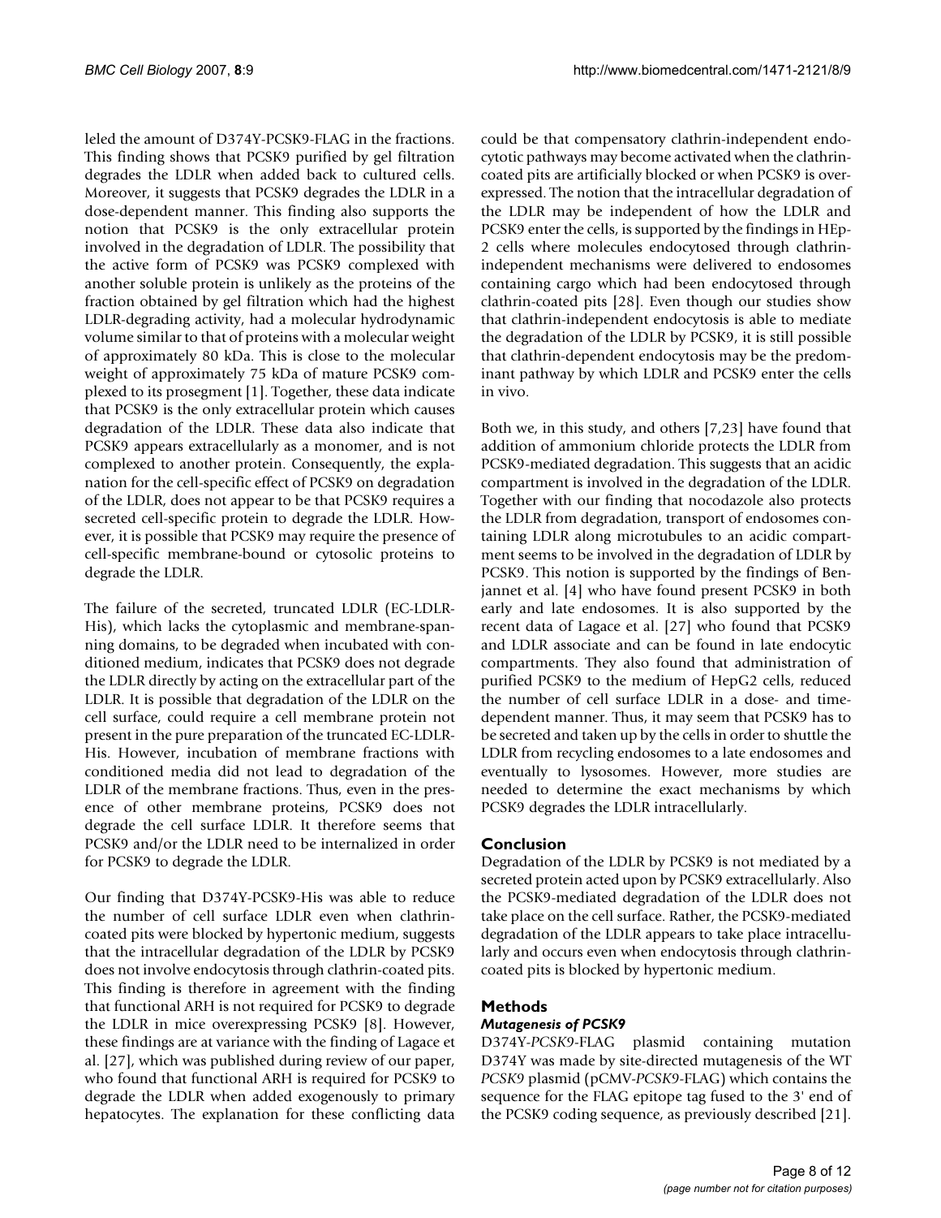leled the amount of D374Y-PCSK9-FLAG in the fractions. This finding shows that PCSK9 purified by gel filtration degrades the LDLR when added back to cultured cells. Moreover, it suggests that PCSK9 degrades the LDLR in a dose-dependent manner. This finding also supports the notion that PCSK9 is the only extracellular protein involved in the degradation of LDLR. The possibility that the active form of PCSK9 was PCSK9 complexed with another soluble protein is unlikely as the proteins of the fraction obtained by gel filtration which had the highest LDLR-degrading activity, had a molecular hydrodynamic volume similar to that of proteins with a molecular weight of approximately 80 kDa. This is close to the molecular weight of approximately 75 kDa of mature PCSK9 complexed to its prosegment [1]. Together, these data indicate that PCSK9 is the only extracellular protein which causes degradation of the LDLR. These data also indicate that PCSK9 appears extracellularly as a monomer, and is not complexed to another protein. Consequently, the explanation for the cell-specific effect of PCSK9 on degradation of the LDLR, does not appear to be that PCSK9 requires a secreted cell-specific protein to degrade the LDLR. However, it is possible that PCSK9 may require the presence of cell-specific membrane-bound or cytosolic proteins to degrade the LDLR.

The failure of the secreted, truncated LDLR (EC-LDLR-His), which lacks the cytoplasmic and membrane-spanning domains, to be degraded when incubated with conditioned medium, indicates that PCSK9 does not degrade the LDLR directly by acting on the extracellular part of the LDLR. It is possible that degradation of the LDLR on the cell surface, could require a cell membrane protein not present in the pure preparation of the truncated EC-LDLR-His. However, incubation of membrane fractions with conditioned media did not lead to degradation of the LDLR of the membrane fractions. Thus, even in the presence of other membrane proteins, PCSK9 does not degrade the cell surface LDLR. It therefore seems that PCSK9 and/or the LDLR need to be internalized in order for PCSK9 to degrade the LDLR.

Our finding that D374Y-PCSK9-His was able to reduce the number of cell surface LDLR even when clathrin-coated pits were blocked by hypertonic medium, suggests that the intracellular degradation of the LDLR by PCSK9 does not involve endocytosis through clathrin-coated pits. This finding is therefore in agreement with the finding that functional ARH is not required for PCSK9 to degrade the LDLR in mice overexpressing PCSK9 [8]. However, these findings are at variance with the finding of Lagace et al. [27], which was published during review of our paper, who found that functional ARH is required for PCSK9 to degrade the LDLR when added exogenously to primary hepatocytes. The explanation for these conflicting data could be that compensatory clathrin-independent endocytotic pathways may become activated when the clathrin-coated pits are artificially blocked or when PCSK9 is overexpressed. The notion that the intracellular degradation of the LDLR may be independent of how the LDLR and PCSK9 enter the cells, is supported by the findings in HEp-2 cells where molecules endocytosed through clathrin-independent mechanisms were delivered to endosomes containing cargo which had been endocytosed through clathrin-coated pits [28]. Even though our studies show that clathrin-independent endocytosis is able to mediate the degradation of the LDLR by PCSK9, it is still possible that clathrin-dependent endocytosis may be the predominant pathway by which LDLR and PCSK9 enter the cells in vivo.

Both we, in this study, and others [7,23] have found that addition of ammonium chloride protects the LDLR from PCSK9-mediated degradation. This suggests that an acidic compartment is involved in the degradation of the LDLR. Together with our finding that nocodazole also protects the LDLR from degradation, transport of endosomes containing LDLR along microtubules to an acidic compartment seems to be involved in the degradation of LDLR by PCSK9. This notion is supported by the findings of Benjannet et al. [4] who have found present PCSK9 in both early and late endosomes. It is also supported by the recent data of Lagace et al. [27] who found that PCSK9 and LDLR associate and can be found in late endocytic compartments. They also found that administration of purified PCSK9 to the medium of HepG2 cells, reduced the number of cell surface LDLR in a dose- and time-dependent manner. Thus, it may seem that PCSK9 has to be secreted and taken up by the cells in order to shuttle the LDLR from recycling endosomes to a late endosomes and eventually to lysosomes. However, more studies are needed to determine the exact mechanisms by which PCSK9 degrades the LDLR intracellularly.

## Conclusion

Degradation of the LDLR by PCSK9 is not mediated by a secreted protein acted upon by PCSK9 extracellularly. Also the PCSK9-mediated degradation of the LDLR does not take place on the cell surface. Rather, the PCSK9-mediated degradation of the LDLR appears to take place intracellularly and occurs even when endocytosis through clathrin-coated pits is blocked by hypertonic medium.

## Methods

### *Mutagenesis of PCSK9*

D374Y-*PCSK9*-FLAG plasmid containing mutation D374Y was made by site-directed mutagenesis of the WT *PCSK9* plasmid (pCMV-*PCSK9*-FLAG) which contains the sequence for the FLAG epitope tag fused to the 3' end of the PCSK9 coding sequence, as previously described [21].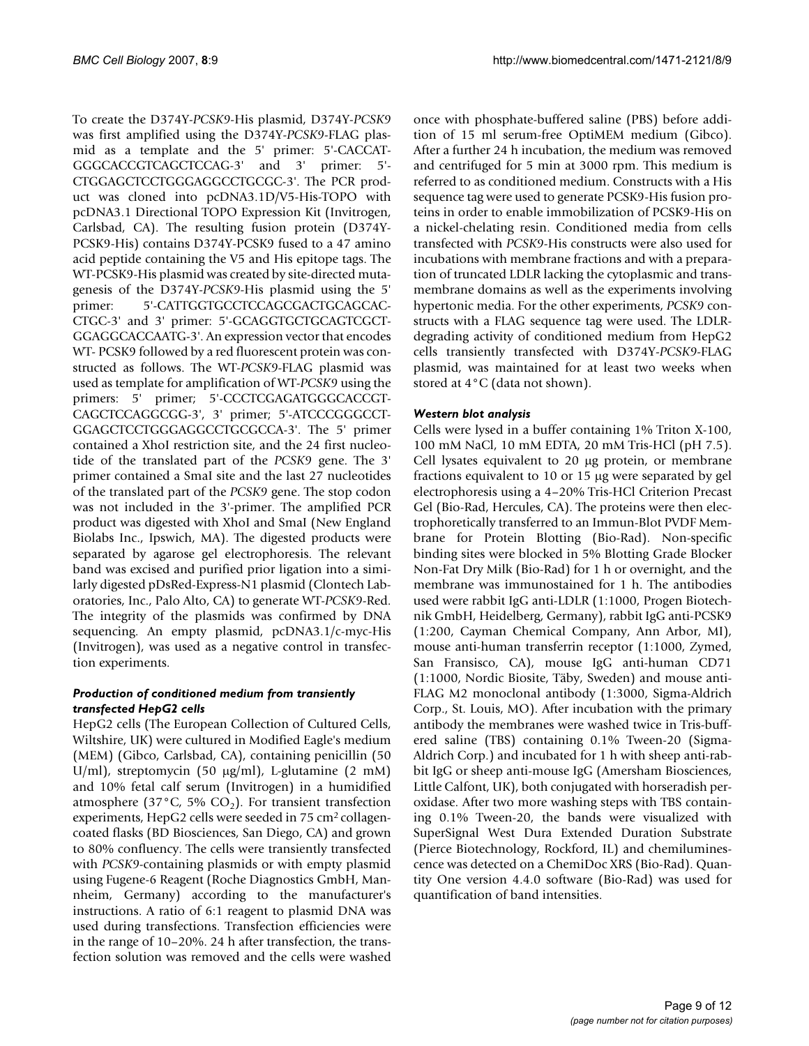To create the D374Y-*PCSK9*-His plasmid, D374Y-*PCSK9* was first amplified using the D374Y-*PCSK9*-FLAG plasmid as a template and the 5' primer: 5'-CACCATGGGCACCGTCAGCTCCAG-3' and 3' primer: 5'-CTGGAGCTCCTGGGAGGCCTGCGC-3'. The PCR product was cloned into pcDNA3.1D/V5-His-TOPO with pcDNA3.1 Directional TOPO Expression Kit (Invitrogen, Carlsbad, CA). The resulting fusion protein (D374Y-PCSK9-His) contains D374Y-PCSK9 fused to a 47 amino acid peptide containing the V5 and His epitope tags. The WT-PCSK9-His plasmid was created by site-directed mutagenesis of the D374Y-*PCSK9*-His plasmid using the 5' primer: 5'-CATTGGTGCCTCCAGCGACTGCAGCACCTGC-3' and 3' primer: 5'-GCAGGTGCTGCAGTCGCTGGAGGCACCAATG-3'. An expression vector that encodes WT- PCSK9 followed by a red fluorescent protein was constructed as follows. The WT-*PCSK9*-FLAG plasmid was used as template for amplification of WT-*PCSK9* using the primers: 5' primer; 5'-CCCTCGAGATGGGCACCGTCAGCTCCAGGCGG-3', 3' primer; 5'-ATCCCGGGCCTGGAGCTCCTGGGAGGCCTGCGCCA-3'. The 5' primer contained a XhoI restriction site, and the 24 first nucleotide of the translated part of the *PCSK9* gene. The 3' primer contained a SmaI site and the last 27 nucleotides of the translated part of the *PCSK9* gene. The stop codon was not included in the 3'-primer. The amplified PCR product was digested with XhoI and SmaI (New England Biolabs Inc., Ipswich, MA). The digested products were separated by agarose gel electrophoresis. The relevant band was excised and purified prior ligation into a similarly digested pDsRed-Express-N1 plasmid (Clontech Laboratories, Inc., Palo Alto, CA) to generate WT-*PCSK9*-Red. The integrity of the plasmids was confirmed by DNA sequencing. An empty plasmid, pcDNA3.1/c-myc-His (Invitrogen), was used as a negative control in transfection experiments.

### *Production of conditioned medium from transiently transfected HepG2 cells*

HepG2 cells (The European Collection of Cultured Cells, Wiltshire, UK) were cultured in Modified Eagle's medium (MEM) (Gibco, Carlsbad, CA), containing penicillin (50 U/ml), streptomycin (50 μg/ml), L-glutamine (2 mM) and 10% fetal calf serum (Invitrogen) in a humidified atmosphere (37°C, 5% $CO_2$). For transient transfection experiments, HepG2 cells were seeded in 75 $cm^2$ collagen-coated flasks (BD Biosciences, San Diego, CA) and grown to 80% confluency. The cells were transiently transfected with *PCSK9*-containing plasmids or with empty plasmid using Fugene-6 Reagent (Roche Diagnostics GmbH, Mannheim, Germany) according to the manufacturer's instructions. A ratio of 6:1 reagent to plasmid DNA was used during transfections. Transfection efficiencies were in the range of 10–20%. 24 h after transfection, the transfection solution was removed and the cells were washed once with phosphate-buffered saline (PBS) before addition of 15 ml serum-free OptiMEM medium (Gibco). After a further 24 h incubation, the medium was removed and centrifuged for 5 min at 3000 rpm. This medium is referred to as conditioned medium. Constructs with a His sequence tag were used to generate PCSK9-His fusion proteins in order to enable immobilization of PCSK9-His on a nickel-chelating resin. Conditioned media from cells transfected with *PCSK9*-His constructs were also used for incubations with membrane fractions and with a preparation of truncated LDLR lacking the cytoplasmic and transmembrane domains as well as the experiments involving hypertonic media. For the other experiments, *PCSK9* constructs with a FLAG sequence tag were used. The LDLR-degrading activity of conditioned medium from HepG2 cells transiently transfected with D374Y-*PCSK9*-FLAG plasmid, was maintained for at least two weeks when stored at 4°C (data not shown).

### *Western blot analysis*

Cells were lysed in a buffer containing 1% Triton X-100, 100 mM NaCl, 10 mM EDTA, 20 mM Tris-HCl (pH 7.5). Cell lysates equivalent to 20 μg protein, or membrane fractions equivalent to 10 or 15 μg were separated by gel electrophoresis using a 4–20% Tris-HCl Criterion Precast Gel (Bio-Rad, Hercules, CA). The proteins were then electrophoretically transferred to an Immun-Blot PVDF Membrane for Protein Blotting (Bio-Rad). Non-specific binding sites were blocked in 5% Blotting Grade Blocker Non-Fat Dry Milk (Bio-Rad) for 1 h or overnight, and the membrane was immunostained for 1 h. The antibodies used were rabbit IgG anti-LDLR (1:1000, Progen Biotechnik GmbH, Heidelberg, Germany), rabbit IgG anti-PCSK9 (1:200, Cayman Chemical Company, Ann Arbor, MI), mouse anti-human transferrin receptor (1:1000, Zymed, San Fransisco, CA), mouse IgG anti-human CD71 (1:1000, Nordic Biosite, Täby, Sweden) and mouse anti-FLAG M2 monoclonal antibody (1:3000, Sigma-Aldrich Corp., St. Louis, MO). After incubation with the primary antibody the membranes were washed twice in Tris-buffered saline (TBS) containing 0.1% Tween-20 (Sigma-Aldrich Corp.) and incubated for 1 h with sheep anti-rabbit IgG or sheep anti-mouse IgG (Amersham Biosciences, Little Calfont, UK), both conjugated with horseradish peroxidase. After two more washing steps with TBS containing 0.1% Tween-20, the bands were visualized with SuperSignal West Dura Extended Duration Substrate (Pierce Biotechnology, Rockford, IL) and chemiluminescence was detected on a ChemiDoc XRS (Bio-Rad). Quantity One version 4.4.0 software (Bio-Rad) was used for quantification of band intensities.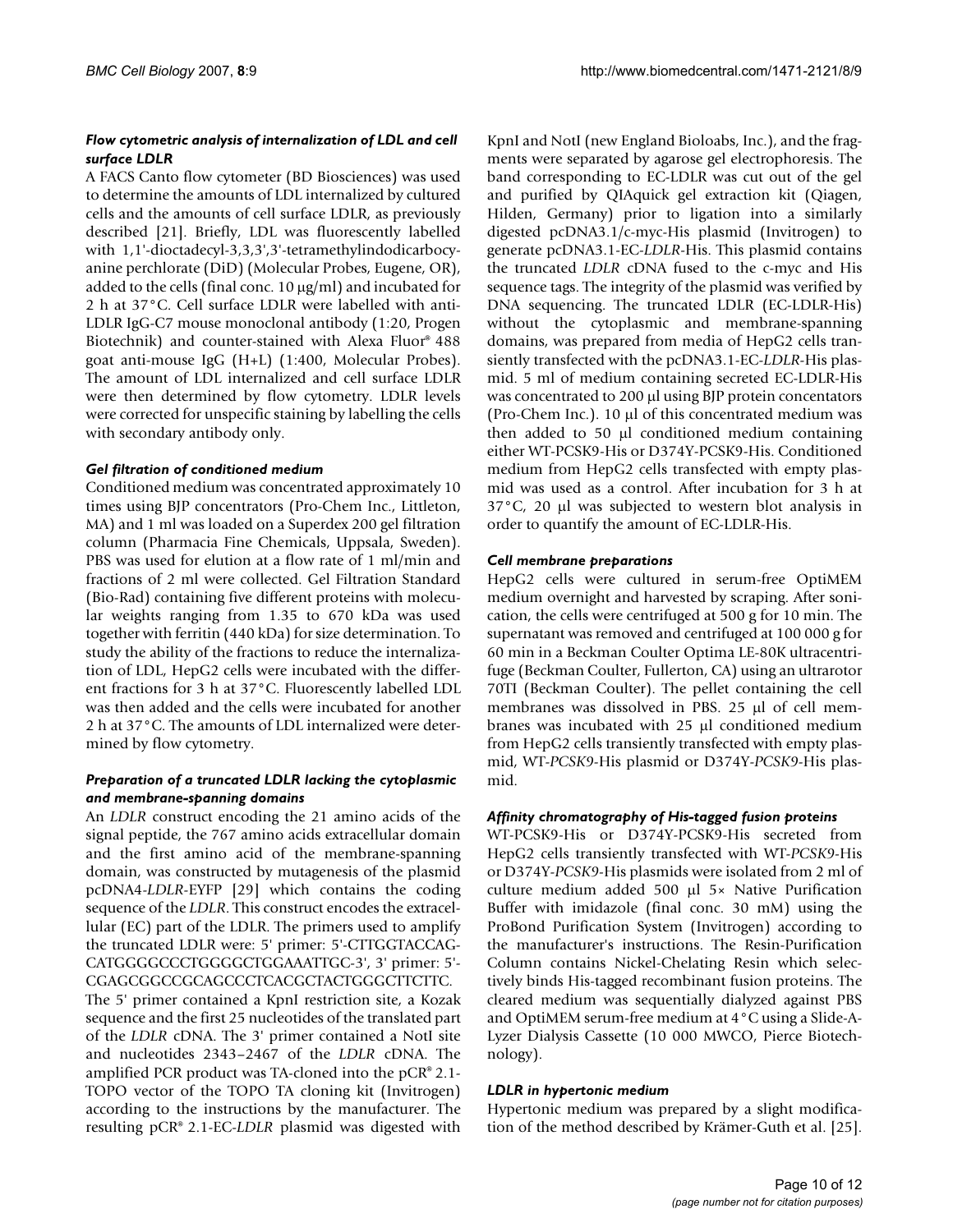### *Flow cytometric analysis of internalization of LDL and cell surface LDLR*

A FACS Canto flow cytometer (BD Biosciences) was used to determine the amounts of LDL internalized by cultured cells and the amounts of cell surface LDLR, as previously described [21]. Briefly, LDL was fluorescently labelled with 1,1'-dioctadecyl-3,3,3',3'-tetramethylindodicarbocyanine perchlorate (DiD) (Molecular Probes, Eugene, OR), added to the cells (final conc. 10 μg/ml) and incubated for 2 h at 37°C. Cell surface LDLR were labelled with anti-LDLR IgG-C7 mouse monoclonal antibody (1:20, Progen Biotechnik) and counter-stained with Alexa Fluor® 488 goat anti-mouse IgG (H+L) (1:400, Molecular Probes). The amount of LDL internalized and cell surface LDLR were then determined by flow cytometry. LDLR levels were corrected for unspecific staining by labelling the cells with secondary antibody only.

### *Gel filtration of conditioned medium*

Conditioned medium was concentrated approximately 10 times using BJP concentrators (Pro-Chem Inc., Littleton, MA) and 1 ml was loaded on a Superdex 200 gel filtration column (Pharmacia Fine Chemicals, Uppsala, Sweden). PBS was used for elution at a flow rate of 1 ml/min and fractions of 2 ml were collected. Gel Filtration Standard (Bio-Rad) containing five different proteins with molecular weights ranging from 1.35 to 670 kDa was used together with ferritin (440 kDa) for size determination. To study the ability of the fractions to reduce the internalization of LDL, HepG2 cells were incubated with the different fractions for 3 h at 37°C. Fluorescently labelled LDL was then added and the cells were incubated for another 2 h at 37°C. The amounts of LDL internalized were determined by flow cytometry.

### *Preparation of a truncated LDLR lacking the cytoplasmic and membrane-spanning domains*

An *LDLR* construct encoding the 21 amino acids of the signal peptide, the 767 amino acids extracellular domain and the first amino acid of the membrane-spanning domain, was constructed by mutagenesis of the plasmid pcDNA4-*LDLR*-EYFP [29] which contains the coding sequence of the *LDLR*. This construct encodes the extracellular (EC) part of the LDLR. The primers used to amplify the truncated LDLR were: 5' primer: 5'-CTTGGTACCAG-CATGGGGCCCTGGGGCTGGAAATTGC-3', 3' primer: 5'-CGAGCGGCCGCAGCCCTCACGCTACTGGGCTTCTTC.

The 5' primer contained a KpnI restriction site, a Kozak sequence and the first 25 nucleotides of the translated part of the *LDLR* cDNA. The 3' primer contained a NotI site and nucleotides 2343–2467 of the *LDLR* cDNA. The amplified PCR product was TA-cloned into the pCR® 2.1-TOPO vector of the TOPO TA cloning kit (Invitrogen) according to the instructions by the manufacturer. The resulting pCR® 2.1-EC-*LDLR* plasmid was digested with KpnI and NotI (new England Bioloabs, Inc.), and the fragments were separated by agarose gel electrophoresis. The band corresponding to EC-LDLR was cut out of the gel and purified by QIAquick gel extraction kit (Qiagen, Hilden, Germany) prior to ligation into a similarly digested pcDNA3.1/c-myc-His plasmid (Invitrogen) to generate pcDNA3.1-EC-*LDLR*-His. This plasmid contains the truncated *LDLR* cDNA fused to the c-myc and His sequence tags. The integrity of the plasmid was verified by DNA sequencing. The truncated LDLR (EC-LDLR-His) without the cytoplasmic and membrane-spanning domains, was prepared from media of HepG2 cells transiently transfected with the pcDNA3.1-EC-*LDLR*-His plasmid. 5 ml of medium containing secreted EC-LDLR-His was concentrated to 200 μl using BJP protein concentators (Pro-Chem Inc.). 10 μl of this concentrated medium was then added to 50 μl conditioned medium containing either WT-PCSK9-His or D374Y-PCSK9-His. Conditioned medium from HepG2 cells transfected with empty plasmid was used as a control. After incubation for 3 h at 37°C, 20 μl was subjected to western blot analysis in order to quantify the amount of EC-LDLR-His.

### *Cell membrane preparations*

HepG2 cells were cultured in serum-free OptiMEM medium overnight and harvested by scraping. After sonication, the cells were centrifuged at 500 g for 10 min. The supernatant was removed and centrifuged at 100 000 g for 60 min in a Beckman Coulter Optima LE-80K ultracentrifuge (Beckman Coulter, Fullerton, CA) using an ultrarotor 70TI (Beckman Coulter). The pellet containing the cell membranes was dissolved in PBS. 25 μl of cell membranes was incubated with 25 μl conditioned medium from HepG2 cells transiently transfected with empty plasmid, WT-*PCSK9*-His plasmid or D374Y-*PCSK9*-His plasmid.

### *Affinity chromatography of His-tagged fusion proteins*

WT-PCSK9-His or D374Y-PCSK9-His secreted from HepG2 cells transiently transfected with WT-*PCSK9*-His or D374Y-*PCSK9*-His plasmids were isolated from 2 ml of culture medium added 500 μl 5× Native Purification Buffer with imidazole (final conc. 30 mM) using the ProBond Purification System (Invitrogen) according to the manufacturer's instructions. The Resin-Purification Column contains Nickel-Chelating Resin which selectively binds His-tagged recombinant fusion proteins. The cleared medium was sequentially dialyzed against PBS and OptiMEM serum-free medium at 4°C using a Slide-A-Lyzer Dialysis Cassette (10 000 MWCO, Pierce Biotechnology).

### *LDLR in hypertonic medium*

Hypertonic medium was prepared by a slight modification of the method described by Krämer-Guth et al. [25].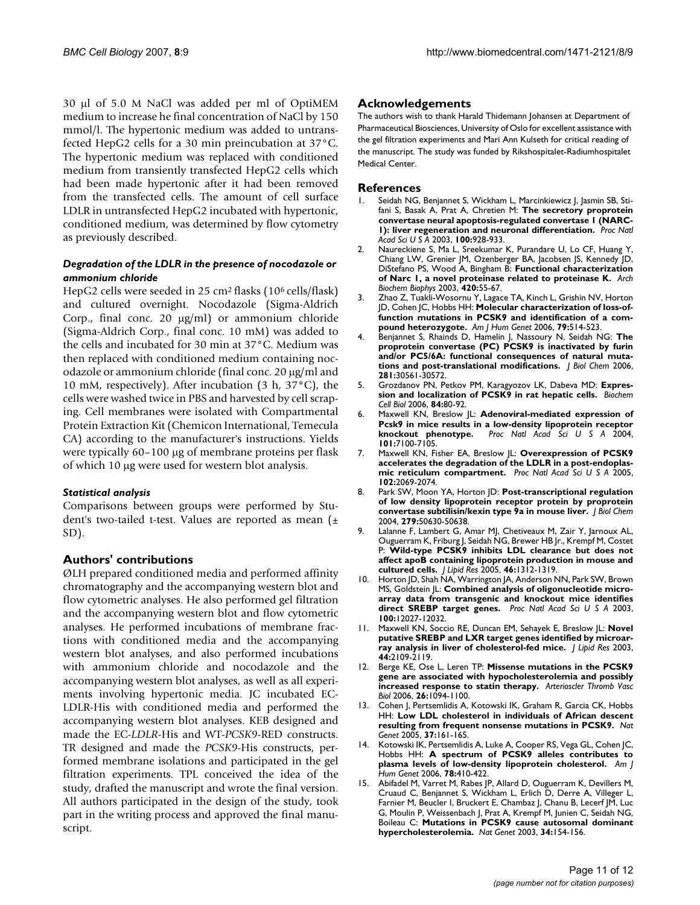30 μl of 5.0 M NaCl was added per ml of OptiMEM medium to increase he final concentration of NaCl by 150 mmol/l. The hypertonic medium was added to untransfected HepG2 cells for a 30 min preincubation at 37°C. The hypertonic medium was replaced with conditioned medium from transiently transfected HepG2 cells which had been made hypertonic after it had been removed from the transfected cells. The amount of cell surface LDLR in untransfected HepG2 incubated with hypertonic, conditioned medium, was determined by flow cytometry as previously described.

### *Degradation of the LDLR in the presence of nocodazole or ammonium chloride*

HepG2 cells were seeded in 25 $cm^2$ flasks ($10^6$ cells/flask) and cultured overnight. Nocodazole (Sigma-Aldrich Corp., final conc. 20 μg/ml) or ammonium chloride (Sigma-Aldrich Corp., final conc. 10 mM) was added to the cells and incubated for 30 min at 37°C. Medium was then replaced with conditioned medium containing nocodazole or ammonium chloride (final conc. 20 μg/ml and 10 mM, respectively). After incubation (3 h, 37°C), the cells were washed twice in PBS and harvested by cell scraping. Cell membranes were isolated with Compartmental Protein Extraction Kit (Chemicon International, Temecula CA) according to the manufacturer's instructions. Yields were typically 60–100 μg of membrane proteins per flask of which 10 μg were used for western blot analysis.

### *Statistical analysis*

Comparisons between groups were performed by Student's two-tailed t-test. Values are reported as mean (± SD).

## Authors' contributions

ØLH prepared conditioned media and performed affinity chromatography and the accompanying western blot and flow cytometric analyses. He also performed gel filtration and the accompanying western blot and flow cytometric analyses. He performed incubations of membrane fractions with conditioned media and the accompanying western blot analyses, and also performed incubations with ammonium chloride and nocodazole and the accompanying western blot analyses, as well as all experiments involving hypertonic media. JC incubated EC-LDLR-His with conditioned media and performed the accompanying western blot analyses. KEB designed and made the EC-*LDLR*-His and WT-*PCSK9*-RED constructs. TR designed and made the *PCSK9*-His constructs, performed membrane isolations and participated in the gel filtration experiments. TPL conceived the idea of the study, drafted the manuscript and wrote the final version. All authors participated in the design of the study, took part in the writing process and approved the final manuscript.

## Acknowledgements

The authors wish to thank Harald Thidemann Johansen at Department of Pharmaceutical Biosciences, University of Oslo for excellent assistance with the gel filtration experiments and Mari Ann Kulseth for critical reading of the manuscript. The study was funded by Rikshospitalet-Radiumhospitalet Medical Center.

## References

1. Seidah NG, Benjannet S, Wickham L, Marcinkiewicz J, Jasmin SB, Stifani S, Basak A, Prat A, Chretien M: **The secretory proprotein convertase neural apoptosis-regulated convertase 1 (NARC-1): liver regeneration and neuronal differentiation.** *Proc Natl Acad Sci U S A* 2003, **100:**928-933.
2. Naureckiene S, Ma L, Sreekumar K, Purandare U, Lo CF, Huang Y, Chiang LW, Grenier JM, Ozenberger BA, Jacobsen JS, Kennedy JD, DiStefano PS, Wood A, Bingham B: **Functional characterization of Narc 1, a novel proteinase related to proteinase K.** *Arch Biochem Biophys* 2003, **420:**55-67.
3. Zhao Z, Tuakli-Wosornu Y, Lagace TA, Kinch L, Grishin NV, Horton JD, Cohen JC, Hobbs HH: **Molecular characterization of loss-of-function mutations in PCSK9 and identification of a compound heterozygote.** *Am J Hum Genet* 2006, **79:**514-523.
4. Benjannet S, Rhainds D, Hamelin J, Nassoury N, Seidah NG: **The proprotein convertase (PC) PCSK9 is inactivated by furin and/or PC5/6A: functional consequences of natural mutations and post-translational modifications.** *J Biol Chem* 2006, **281:**30561-30572.
5. Grozdanov PN, Petkov PM, Karagyozov LK, Dabeva MD: **Expression and localization of PCSK9 in rat hepatic cells.** *Biochem Cell Biol* 2006, **84:**80-92.
6. Maxwell KN, Breslow JL: **Adenoviral-mediated expression of Pcsk9 in mice results in a low-density lipoprotein receptor knockout phenotype.** *Proc Natl Acad Sci U S A* 2004, **101:**7100-7105.
7. Maxwell KN, Fisher EA, Breslow JL: **Overexpression of PCSK9 accelerates the degradation of the LDLR in a post-endoplasmic reticulum compartment.** *Proc Natl Acad Sci U S A* 2005, **102:**2069-2074.
8. Park SW, Moon YA, Horton JD: **Post-transcriptional regulation of low density lipoprotein receptor protein by proprotein convertase subtilisin/kexin type 9a in mouse liver.** *J Biol Chem* 2004, **279:**50630-50638.
9. Lalanne F, Lambert G, Amar MJ, Chetiveaux M, Zair Y, Jarnoux AL, Ouguerram K, Friburg J, Seidah NG, Brewer HB Jr., Krempf M, Costet P: **Wild-type PCSK9 inhibits LDL clearance but does not affect apoB containing lipoprotein production in mouse and cultured cells.** *J Lipid Res* 2005, **46:**1312-1319.
10. Horton JD, Shah NA, Warrington JA, Anderson NN, Park SW, Brown MS, Goldstein JL: **Combined analysis of oligonucleotide microarray data from transgenic and knockout mice identifies direct SREBP target genes.** *Proc Natl Acad Sci U S A* 2003, **100:**12027-12032.
11. Maxwell KN, Soccio RE, Duncan EM, Sehayek E, Breslow JL: **Novel putative SREBP and LXR target genes identified by microarray analysis in liver of cholesterol-fed mice.** *J Lipid Res* 2003, **44:**2109-2119.
12. Berge KE, Ose L, Leren TP: **Missense mutations in the PCSK9 gene are associated with hypocholesterolemia and possibly increased response to statin therapy.** *Arterioscler Thromb Vasc Biol* 2006, **26:**1094-1100.
13. Cohen J, Pertsemlidis A, Kotowski IK, Graham R, Garcia CK, Hobbs HH: **Low LDL cholesterol in individuals of African descent resulting from frequent nonsense mutations in PCSK9.** *Nat Genet* 2005, **37:**161-165.
14. Kotowski IK, Pertsemlidis A, Luke A, Cooper RS, Vega GL, Cohen JC, Hobbs HH: **A spectrum of PCSK9 alleles contributes to plasma levels of low-density lipoprotein cholesterol.** *Am J Hum Genet* 2006, **78:**410-422.
15. Abifadel M, Varret M, Rabes JP, Allard D, Ouguerram K, Devillers M, Cruaud C, Benjannet S, Wickham L, Erlich D, Derre A, Villeger L, Farnier M, Beucler I, Bruckert E, Chambaz J, Chanu B, Lecerf JM, Luc G, Moulin P, Weissenbach J, Prat A, Krempf M, Junien C, Seidah NG, Boileau C: **Mutations in PCSK9 cause autosomal dominant hypercholesterolemia.** *Nat Genet* 2003, **34:**154-156.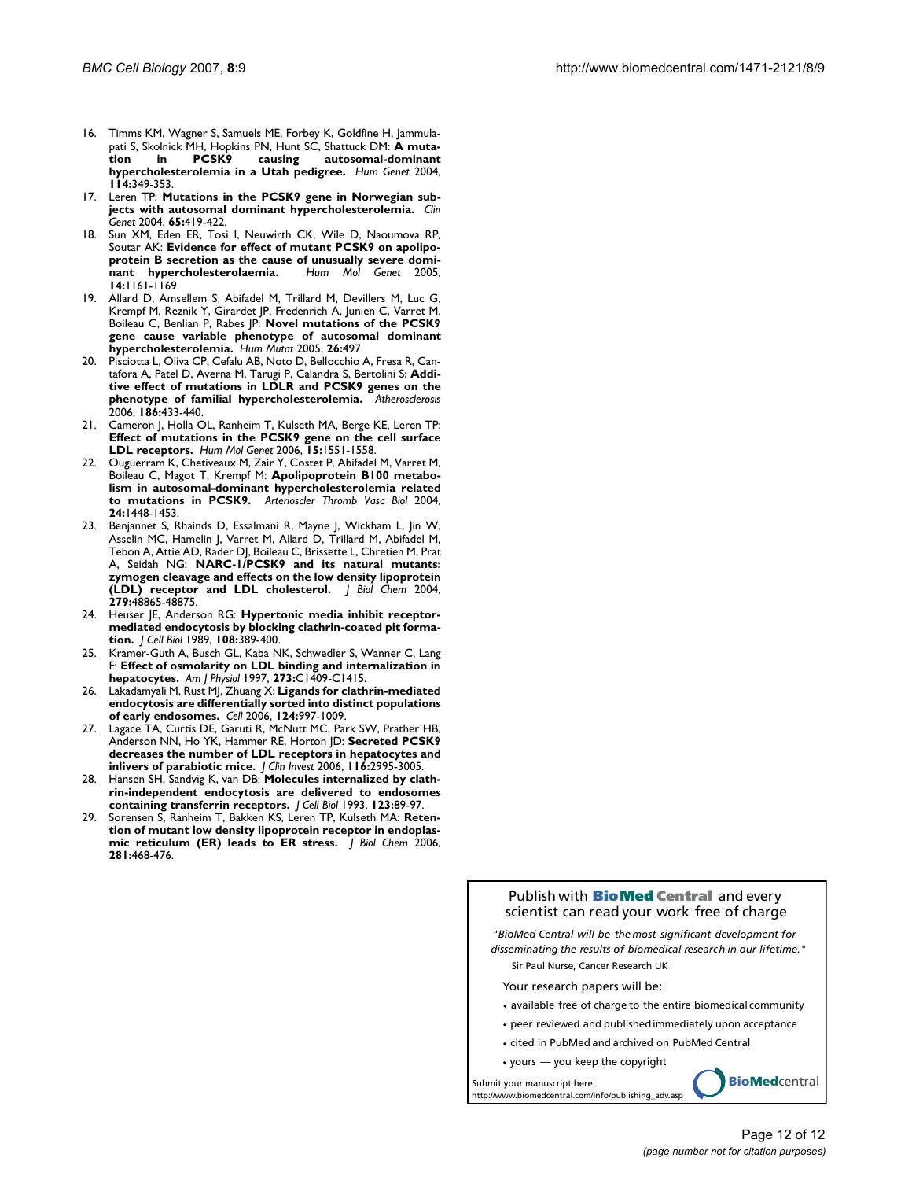16. Timms KM, Wagner S, Samuels ME, Forbey K, Goldfine H, Jammulapati S, Skolnick MH, Hopkins PN, Hunt SC, Shattuck DM: **A mutation in PCSK9 causing autosomal-dominant hypercholesterolemia in a Utah pedigree.** *Hum Genet* 2004, **114:**349-353.
17. Leren TP: **Mutations in the PCSK9 gene in Norwegian subjects with autosomal dominant hypercholesterolemia.** *Clin Genet* 2004, **65:**419-422.
18. Sun XM, Eden ER, Tosi I, Neuwirth CK, Wile D, Naoumova RP, Soutar AK: **Evidence for effect of mutant PCSK9 on apolipoprotein B secretion as the cause of unusually severe dominant hypercholesterolaemia.** *Hum Mol Genet* 2005, **14:**1161-1169.
19. Allard D, Amsellem S, Abifadel M, Trillard M, Devillers M, Luc G, Krempf M, Reznik Y, Girardet JP, Fredenrich A, Junien C, Varret M, Boileau C, Benlian P, Rabes JP: **Novel mutations of the PCSK9 gene cause variable phenotype of autosomal dominant hypercholesterolemia.** *Hum Mutat* 2005, **26:**497.
20. Pisciotta L, Oliva CP, Cefalu AB, Noto D, Bellocchio A, Fresa R, Cantafora A, Patel D, Averna M, Tarugi P, Calandra S, Bertolini S: **Additive effect of mutations in LDLR and PCSK9 genes on the phenotype of familial hypercholesterolemia.** *Atherosclerosis* 2006, **186:**433-440.
21. Cameron J, Holla OL, Ranheim T, Kulseth MA, Berge KE, Leren TP: **Effect of mutations in the PCSK9 gene on the cell surface LDL receptors.** *Hum Mol Genet* 2006, **15:**1551-1558.
22. Ouguerram K, Chetiveaux M, Zair Y, Costet P, Abifadel M, Varret M, Boileau C, Magot T, Krempf M: **Apolipoprotein B100 metabolism in autosomal-dominant hypercholesterolemia related to mutations in PCSK9.** *Arterioscler Thromb Vasc Biol* 2004, **24:**1448-1453.
23. Benjannet S, Rhainds D, Essalmani R, Mayne J, Wickham L, Jin W, Asselin MC, Hamelin J, Varret M, Allard D, Trillard M, Abifadel M, Tebon A, Attie AD, Rader DJ, Boileau C, Brissette L, Chretien M, Prat A, Seidah NG: **NARC-1/PCSK9 and its natural mutants: zymogen cleavage and effects on the low density lipoprotein (LDL) receptor and LDL cholesterol.** *J Biol Chem* 2004, **279:**48865-48875.
24. Heuser JE, Anderson RG: **Hypertonic media inhibit receptor-mediated endocytosis by blocking clathrin-coated pit formation.** *J Cell Biol* 1989, **108:**389-400.
25. Kramer-Guth A, Busch GL, Kaba NK, Schwedler S, Wanner C, Lang F: **Effect of osmolarity on LDL binding and internalization in hepatocytes.** *Am J Physiol* 1997, **273:**C1409-C1415.
26. Lakadamyali M, Rust MJ, Zhuang X: **Ligands for clathrin-mediated endocytosis are differentially sorted into distinct populations of early endosomes.** *Cell* 2006, **124:**997-1009.
27. Lagace TA, Curtis DE, Garuti R, McNutt MC, Park SW, Prather HB, Anderson NN, Ho YK, Hammer RE, Horton JD: **Secreted PCSK9 decreases the number of LDL receptors in hepatocytes and inlivers of parabiotic mice.** *J Clin Invest* 2006, **116:**2995-3005.
28. Hansen SH, Sandvig K, van DB: **Molecules internalized by clathrin-independent endocytosis are delivered to endosomes containing transferrin receptors.** *J Cell Biol* 1993, **123:**89-97.
29. Sorensen S, Ranheim T, Bakken KS, Leren TP, Kulseth MA: **Retention of mutant low density lipoprotein receptor in endoplasmic reticulum (ER) leads to ER stress.** *J Biol Chem* 2006, **281:**468-476.

Publish with **BioMed Central** and every scientist can read your work free of charge

*"BioMed Central will be the most significant development for disseminating the results of biomedical research in our lifetime."*

Sir Paul Nurse, Cancer Research UK

Your research papers will be:

- available free of charge to the entire biomedical community
- peer reviewed and published immediately upon acceptance
- cited in PubMed and archived on PubMed Central
- yours — you keep the copyright

Submit your manuscript here:
http://www.biomedcentral.com/info/publishing_adv.asp

**BioMed**central